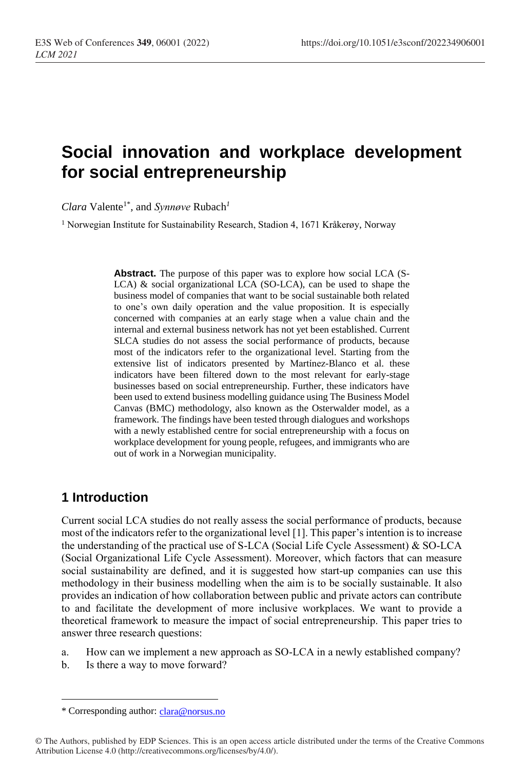# Social innovation and workplace development for social entrepreneurship

*Clara* Valente[1*], and *Synnøve* Rubach[1]

[1] Norwegian Institute for Sustainability Research, Stadion 4, 1671 Kråkerøy, Norway

**Abstract.** The purpose of this paper was to explore how social LCA (S-LCA) & social organizational LCA (SO-LCA), can be used to shape the business model of companies that want to be social sustainable both related to one's own daily operation and the value proposition. It is especially concerned with companies at an early stage when a value chain and the internal and external business network has not yet been established. Current SLCA studies do not assess the social performance of products, because most of the indicators refer to the organizational level. Starting from the extensive list of indicators presented by Martínez-Blanco et al. these indicators have been filtered down to the most relevant for early-stage businesses based on social entrepreneurship. Further, these indicators have been used to extend business modelling guidance using The Business Model Canvas (BMC) methodology, also known as the Osterwalder model, as a framework. The findings have been tested through dialogues and workshops with a newly established centre for social entrepreneurship with a focus on workplace development for young people, refugees, and immigrants who are out of work in a Norwegian municipality.

## 1 Introduction

Current social LCA studies do not really assess the social performance of products, because most of the indicators refer to the organizational level [1]. This paper's intention is to increase the understanding of the practical use of S-LCA (Social Life Cycle Assessment) & SO-LCA (Social Organizational Life Cycle Assessment). Moreover, which factors that can measure social sustainability are defined, and it is suggested how start-up companies can use this methodology in their business modelling when the aim is to be socially sustainable. It also provides an indication of how collaboration between public and private actors can contribute to and facilitate the development of more inclusive workplaces. We want to provide a theoretical framework to measure the impact of social entrepreneurship. This paper tries to answer three research questions:

a. How can we implement a new approach as SO-LCA in a newly established company?
b. Is there a way to move forward?

---

\* Corresponding author: clara@norsus.no

© The Authors, published by EDP Sciences. This is an open access article distributed under the terms of the Creative Commons Attribution License 4.0 (http://creativecommons.org/licenses/by/4.0/).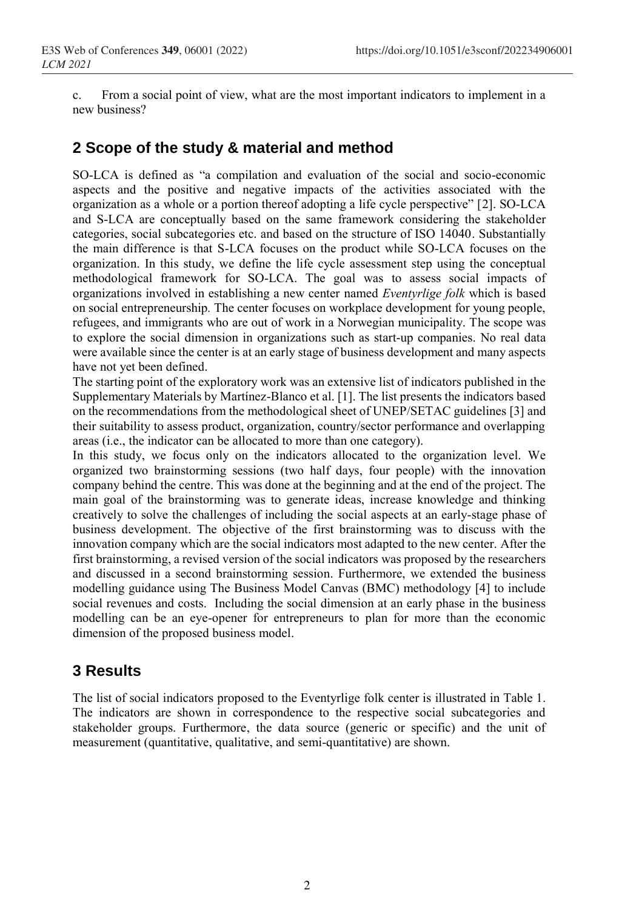c. From a social point of view, what are the most important indicators to implement in a new business?

## 2 Scope of the study & material and method

SO-LCA is defined as "a compilation and evaluation of the social and socio-economic aspects and the positive and negative impacts of the activities associated with the organization as a whole or a portion thereof adopting a life cycle perspective" [2]. SO-LCA and S-LCA are conceptually based on the same framework considering the stakeholder categories, social subcategories etc. and based on the structure of ISO 14040. Substantially the main difference is that S-LCA focuses on the product while SO-LCA focuses on the organization. In this study, we define the life cycle assessment step using the conceptual methodological framework for SO-LCA. The goal was to assess social impacts of organizations involved in establishing a new center named *Eventyrlige folk* which is based on social entrepreneurship. The center focuses on workplace development for young people, refugees, and immigrants who are out of work in a Norwegian municipality. The scope was to explore the social dimension in organizations such as start-up companies. No real data were available since the center is at an early stage of business development and many aspects have not yet been defined.

The starting point of the exploratory work was an extensive list of indicators published in the Supplementary Materials by Martínez-Blanco et al. [1]. The list presents the indicators based on the recommendations from the methodological sheet of UNEP/SETAC guidelines [3] and their suitability to assess product, organization, country/sector performance and overlapping areas (i.e., the indicator can be allocated to more than one category).

In this study, we focus only on the indicators allocated to the organization level. We organized two brainstorming sessions (two half days, four people) with the innovation company behind the centre. This was done at the beginning and at the end of the project. The main goal of the brainstorming was to generate ideas, increase knowledge and thinking creatively to solve the challenges of including the social aspects at an early-stage phase of business development. The objective of the first brainstorming was to discuss with the innovation company which are the social indicators most adapted to the new center. After the first brainstorming, a revised version of the social indicators was proposed by the researchers and discussed in a second brainstorming session. Furthermore, we extended the business modelling guidance using The Business Model Canvas (BMC) methodology [4] to include social revenues and costs. Including the social dimension at an early phase in the business modelling can be an eye-opener for entrepreneurs to plan for more than the economic dimension of the proposed business model.

## 3 Results

The list of social indicators proposed to the Eventyrlige folk center is illustrated in Table 1. The indicators are shown in correspondence to the respective social subcategories and stakeholder groups. Furthermore, the data source (generic or specific) and the unit of measurement (quantitative, qualitative, and semi-quantitative) are shown.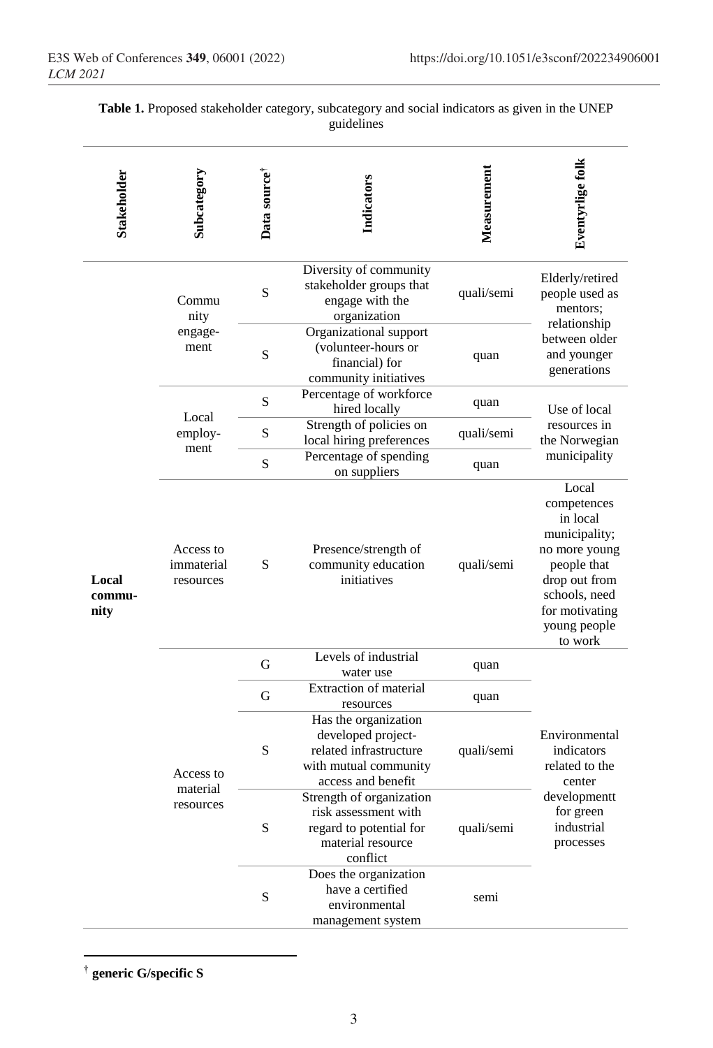**Table 1.** Proposed stakeholder category, subcategory and social indicators as given in the UNEP guidelines

| Stakeholder | Subcategory | Data source[†] | Indicators | Measurement | Eventyrlige folk |
|---|---|---|---|---|---|
| Local community | Community engagement | S | Diversity of community stakeholder groups that engage with the organization | quali/semi | Elderly/retired people used as mentors; relationship between older and younger generations |
| | | S | Organizational support (volunteer-hours or financial) for community initiatives | quan | |
| | Local employment | S | Percentage of workforce hired locally | quan | Use of local resources in the Norwegian municipality |
| | | S | Strength of policies on local hiring preferences | quali/semi | |
| | | S | Percentage of spending on suppliers | quan | |
| | Access to immaterial resources | S | Presence/strength of community education initiatives | quali/semi | Local competences in local municipality; no more young people that drop out from schools, need for motivating young people to work |
| | Access to material resources | G | Levels of industrial water use | quan | Environmental indicators related to the center developmentt for green industrial processes |
| | | G | Extraction of material resources | quan | |
| | | S | Has the organization developed project-related infrastructure with mutual community access and benefit | quali/semi | |
| | | S | Strength of organization risk assessment with regard to potential for material resource conflict | quali/semi | |
| | | S | Does the organization have a certified environmental management system | semi | |

[†] **generic G/specific S**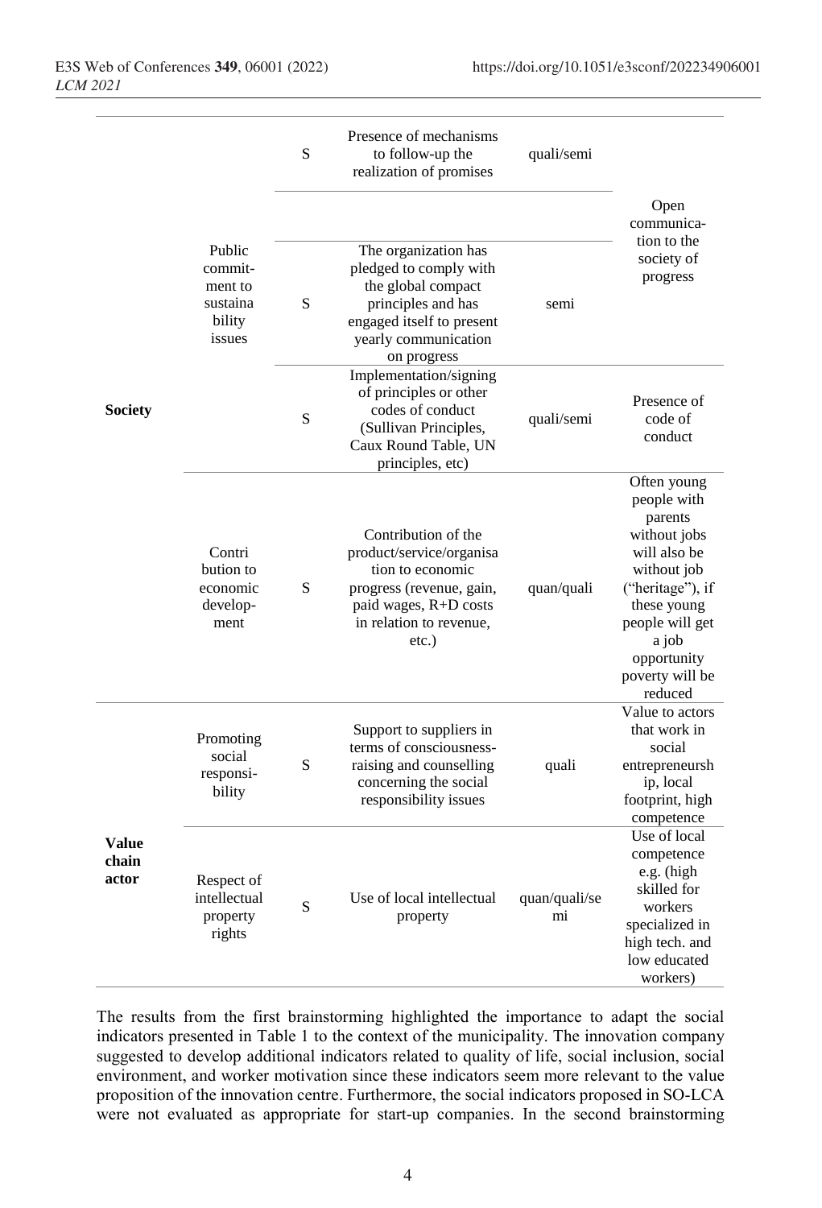| | | | | | |
|---|---|---|---|---|---|
| Society | Public commit-ment to sustaina bility issues | S | Presence of mechanisms to follow-up the realization of promises | quali/semi | Open communica-tion to the society of progress |
| | | | | | |
| | | S | The organization has pledged to comply with the global compact principles and has engaged itself to present yearly communication on progress | semi | |
| | | S | Implementation/signing of principles or other codes of conduct (Sullivan Principles, Caux Round Table, UN principles, etc) | quali/semi | Presence of code of conduct |
| | Contri bution to economic develop-ment | S | Contribution of the product/service/organisa tion to economic progress (revenue, gain, paid wages, R+D costs in relation to revenue, etc.) | quan/quali | Often young people with parents without jobs will also be without job ("heritage"), if these young people will get a job opportunity poverty will be reduced |
| Value chain actor | Promoting social responsi-bility | S | Support to suppliers in terms of consciousness-raising and counselling concerning the social responsibility issues | quali | Value to actors that work in social entrepreneursh ip, local footprint, high competence |
| | Respect of intellectual property rights | S | Use of local intellectual property | quan/quali/se mi | Use of local competence e.g. (high skilled for workers specialized in high tech. and low educated workers) |

The results from the first brainstorming highlighted the importance to adapt the social indicators presented in Table 1 to the context of the municipality. The innovation company suggested to develop additional indicators related to quality of life, social inclusion, social environment, and worker motivation since these indicators seem more relevant to the value proposition of the innovation centre. Furthermore, the social indicators proposed in SO-LCA were not evaluated as appropriate for start-up companies. In the second brainstorming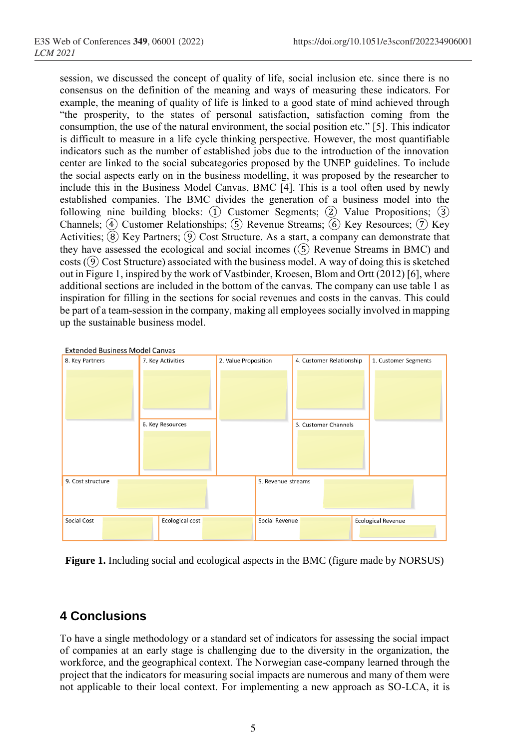session, we discussed the concept of quality of life, social inclusion etc. since there is no consensus on the definition of the meaning and ways of measuring these indicators. For example, the meaning of quality of life is linked to a good state of mind achieved through "the prosperity, to the states of personal satisfaction, satisfaction coming from the consumption, the use of the natural environment, the social position etc." [5]. This indicator is difficult to measure in a life cycle thinking perspective. However, the most quantifiable indicators such as the number of established jobs due to the introduction of the innovation center are linked to the social subcategories proposed by the UNEP guidelines. To include the social aspects early on in the business modelling, it was proposed by the researcher to include this in the Business Model Canvas, BMC [4]. This is a tool often used by newly established companies. The BMC divides the generation of a business model into the following nine building blocks: ① Customer Segments; ② Value Propositions; ③ Channels; ④ Customer Relationships; ⑤ Revenue Streams; ⑥ Key Resources; ⑦ Key Activities; ⑧ Key Partners; ⑨ Cost Structure. As a start, a company can demonstrate that they have assessed the ecological and social incomes (⑤ Revenue Streams in BMC) and costs (⑨ Cost Structure) associated with the business model. A way of doing this is sketched out in Figure 1, inspired by the work of Vastbinder, Kroesen, Blom and Ortt (2012) [6], where additional sections are included in the bottom of the canvas. The company can use table 1 as inspiration for filling in the sections for social revenues and costs in the canvas. This could be part of a team-session in the company, making all employees socially involved in mapping up the sustainable business model.

Extended Business Model Canvas

| 8. Key Partners | 7. Key Activities / 6. Key Resources | 2. Value Proposition | 4. Customer Relationship / 3. Customer Channels | 1. Customer Segments |
|---|---|---|---|---|

| 9. Cost structure | | 5. Revenue streams | |
|---|---|---|---|
| Social Cost | Ecological cost | Social Revenue | Ecological Revenue |

**Figure 1.** Including social and ecological aspects in the BMC (figure made by NORSUS)

## 4 Conclusions

To have a single methodology or a standard set of indicators for assessing the social impact of companies at an early stage is challenging due to the diversity in the organization, the workforce, and the geographical context. The Norwegian case-company learned through the project that the indicators for measuring social impacts are numerous and many of them were not applicable to their local context. For implementing a new approach as SO-LCA, it is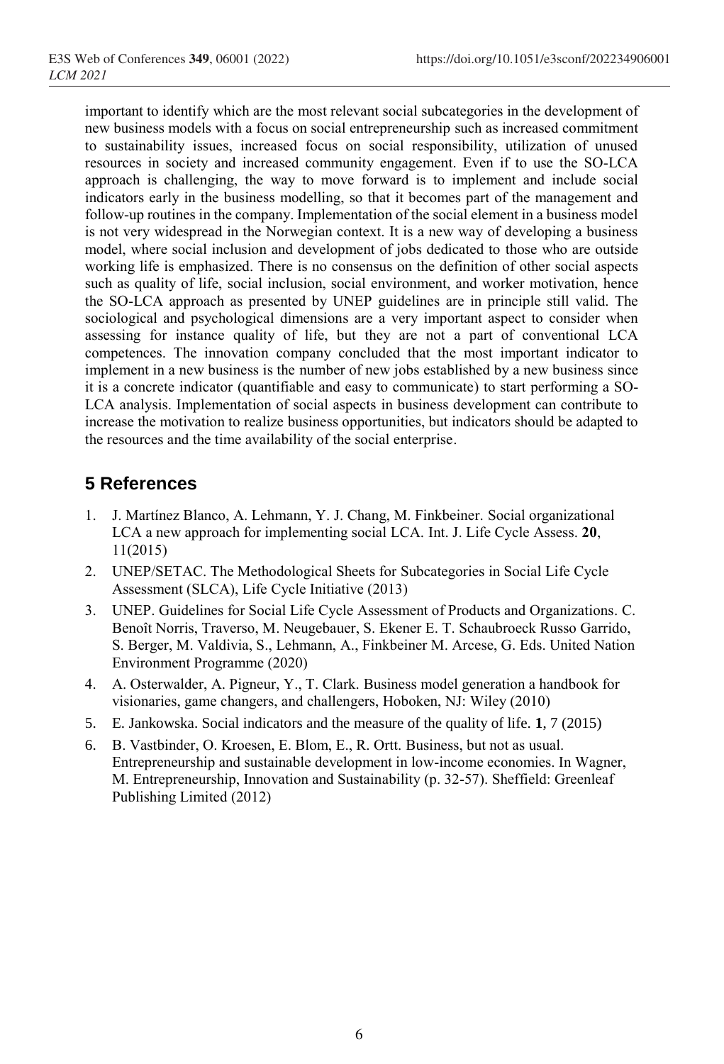important to identify which are the most relevant social subcategories in the development of new business models with a focus on social entrepreneurship such as increased commitment to sustainability issues, increased focus on social responsibility, utilization of unused resources in society and increased community engagement. Even if to use the SO-LCA approach is challenging, the way to move forward is to implement and include social indicators early in the business modelling, so that it becomes part of the management and follow-up routines in the company. Implementation of the social element in a business model is not very widespread in the Norwegian context. It is a new way of developing a business model, where social inclusion and development of jobs dedicated to those who are outside working life is emphasized. There is no consensus on the definition of other social aspects such as quality of life, social inclusion, social environment, and worker motivation, hence the SO-LCA approach as presented by UNEP guidelines are in principle still valid. The sociological and psychological dimensions are a very important aspect to consider when assessing for instance quality of life, but they are not a part of conventional LCA competences. The innovation company concluded that the most important indicator to implement in a new business is the number of new jobs established by a new business since it is a concrete indicator (quantifiable and easy to communicate) to start performing a SO-LCA analysis. Implementation of social aspects in business development can contribute to increase the motivation to realize business opportunities, but indicators should be adapted to the resources and the time availability of the social enterprise.

## 5 References

1. J. Martínez Blanco, A. Lehmann, Y. J. Chang, M. Finkbeiner. Social organizational LCA a new approach for implementing social LCA. Int. J. Life Cycle Assess. **20**, 11(2015)
2. UNEP/SETAC. The Methodological Sheets for Subcategories in Social Life Cycle Assessment (SLCA), Life Cycle Initiative (2013)
3. UNEP. Guidelines for Social Life Cycle Assessment of Products and Organizations. C. Benoît Norris, Traverso, M. Neugebauer, S. Ekener E. T. Schaubroeck Russo Garrido, S. Berger, M. Valdivia, S., Lehmann, A., Finkbeiner M. Arcese, G. Eds. United Nation Environment Programme (2020)
4. A. Osterwalder, A. Pigneur, Y., T. Clark. Business model generation a handbook for visionaries, game changers, and challengers, Hoboken, NJ: Wiley (2010)
5. E. Jankowska. Social indicators and the measure of the quality of life. **1**, 7 (2015)
6. B. Vastbinder, O. Kroesen, E. Blom, E., R. Ortt. Business, but not as usual. Entrepreneurship and sustainable development in low-income economies. In Wagner, M. Entrepreneurship, Innovation and Sustainability (p. 32-57). Sheffield: Greenleaf Publishing Limited (2012)